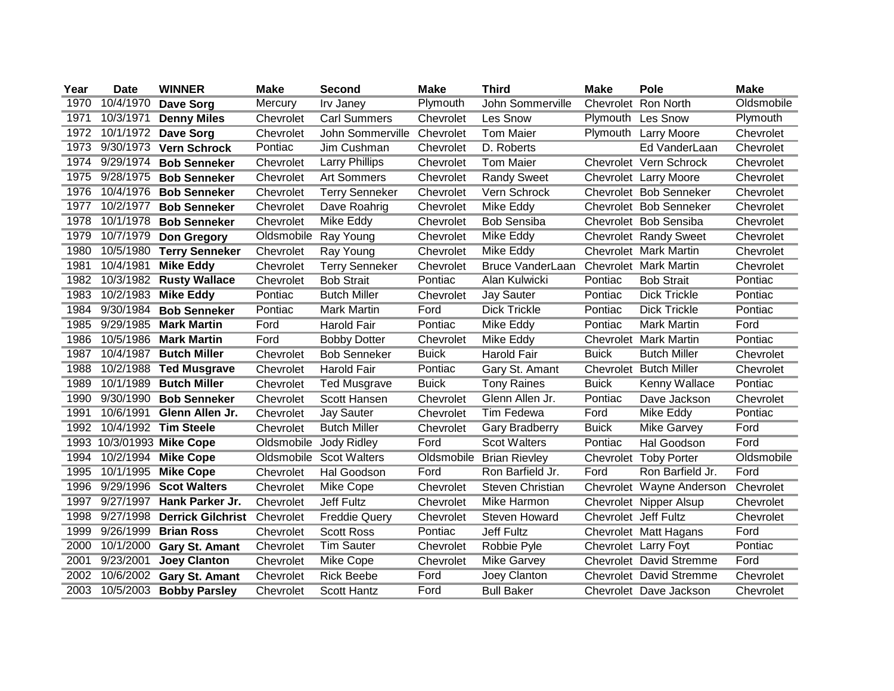| Year | Date | WINNER | Make | Second | Make | Third | Make | Pole | Make |
|---|---|---|---|---|---|---|---|---|---|
| 1970 | 10/4/1970 | **Dave Sorg** | Mercury | Irv Janey | Plymouth | John Sommerville | Chevrolet | Ron North | Oldsmobile |
| 1971 | 10/3/1971 | **Denny Miles** | Chevrolet | Carl Summers | Chevrolet | Les Snow | Plymouth | Les Snow | Plymouth |
| 1972 | 10/1/1972 | **Dave Sorg** | Chevrolet | John Sommerville | Chevrolet | Tom Maier | Plymouth | Larry Moore | Chevrolet |
| 1973 | 9/30/1973 | **Vern Schrock** | Pontiac | Jim Cushman | Chevrolet | D. Roberts | | Ed VanderLaan | Chevrolet |
| 1974 | 9/29/1974 | **Bob Senneker** | Chevrolet | Larry Phillips | Chevrolet | Tom Maier | Chevrolet | Vern Schrock | Chevrolet |
| 1975 | 9/28/1975 | **Bob Senneker** | Chevrolet | Art Sommers | Chevrolet | Randy Sweet | Chevrolet | Larry Moore | Chevrolet |
| 1976 | 10/4/1976 | **Bob Senneker** | Chevrolet | Terry Senneker | Chevrolet | Vern Schrock | Chevrolet | Bob Senneker | Chevrolet |
| 1977 | 10/2/1977 | **Bob Senneker** | Chevrolet | Dave Roahrig | Chevrolet | Mike Eddy | Chevrolet | Bob Senneker | Chevrolet |
| 1978 | 10/1/1978 | **Bob Senneker** | Chevrolet | Mike Eddy | Chevrolet | Bob Sensiba | Chevrolet | Bob Sensiba | Chevrolet |
| 1979 | 10/7/1979 | **Don Gregory** | Oldsmobile | Ray Young | Chevrolet | Mike Eddy | Chevrolet | Randy Sweet | Chevrolet |
| 1980 | 10/5/1980 | **Terry Senneker** | Chevrolet | Ray Young | Chevrolet | Mike Eddy | Chevrolet | Mark Martin | Chevrolet |
| 1981 | 10/4/1981 | **Mike Eddy** | Chevrolet | Terry Senneker | Chevrolet | Bruce VanderLaan | Chevrolet | Mark Martin | Chevrolet |
| 1982 | 10/3/1982 | **Rusty Wallace** | Chevrolet | Bob Strait | Pontiac | Alan Kulwicki | Pontiac | Bob Strait | Pontiac |
| 1983 | 10/2/1983 | **Mike Eddy** | Pontiac | Butch Miller | Chevrolet | Jay Sauter | Pontiac | Dick Trickle | Pontiac |
| 1984 | 9/30/1984 | **Bob Senneker** | Pontiac | Mark Martin | Ford | Dick Trickle | Pontiac | Dick Trickle | Pontiac |
| 1985 | 9/29/1985 | **Mark Martin** | Ford | Harold Fair | Pontiac | Mike Eddy | Pontiac | Mark Martin | Ford |
| 1986 | 10/5/1986 | **Mark Martin** | Ford | Bobby Dotter | Chevrolet | Mike Eddy | Chevrolet | Mark Martin | Pontiac |
| 1987 | 10/4/1987 | **Butch Miller** | Chevrolet | Bob Senneker | Buick | Harold Fair | Buick | Butch Miller | Chevrolet |
| 1988 | 10/2/1988 | **Ted Musgrave** | Chevrolet | Harold Fair | Pontiac | Gary St. Amant | Chevrolet | Butch Miller | Chevrolet |
| 1989 | 10/1/1989 | **Butch Miller** | Chevrolet | Ted Musgrave | Buick | Tony Raines | Buick | Kenny Wallace | Pontiac |
| 1990 | 9/30/1990 | **Bob Senneker** | Chevrolet | Scott Hansen | Chevrolet | Glenn Allen Jr. | Pontiac | Dave Jackson | Chevrolet |
| 1991 | 10/6/1991 | **Glenn Allen Jr.** | Chevrolet | Jay Sauter | Chevrolet | Tim Fedewa | Ford | Mike Eddy | Pontiac |
| 1992 | 10/4/1992 | **Tim Steele** | Chevrolet | Butch Miller | Chevrolet | Gary Bradberry | Buick | Mike Garvey | Ford |
| 1993 | 10/3/01993 | **Mike Cope** | Oldsmobile | Jody Ridley | Ford | Scot Walters | Pontiac | Hal Goodson | Ford |
| 1994 | 10/2/1994 | **Mike Cope** | Oldsmobile | Scot Walters | Oldsmobile | Brian Rievley | Chevrolet | Toby Porter | Oldsmobile |
| 1995 | 10/1/1995 | **Mike Cope** | Chevrolet | Hal Goodson | Ford | Ron Barfield Jr. | Ford | Ron Barfield Jr. | Ford |
| 1996 | 9/29/1996 | **Scot Walters** | Chevrolet | Mike Cope | Chevrolet | Steven Christian | Chevrolet | Wayne Anderson | Chevrolet |
| 1997 | 9/27/1997 | **Hank Parker Jr.** | Chevrolet | Jeff Fultz | Chevrolet | Mike Harmon | Chevrolet | Nipper Alsup | Chevrolet |
| 1998 | 9/27/1998 | **Derrick Gilchrist** | Chevrolet | Freddie Query | Chevrolet | Steven Howard | Chevrolet | Jeff Fultz | Chevrolet |
| 1999 | 9/26/1999 | **Brian Ross** | Chevrolet | Scott Ross | Pontiac | Jeff Fultz | Chevrolet | Matt Hagans | Ford |
| 2000 | 10/1/2000 | **Gary St. Amant** | Chevrolet | Tim Sauter | Chevrolet | Robbie Pyle | Chevrolet | Larry Foyt | Pontiac |
| 2001 | 9/23/2001 | **Joey Clanton** | Chevrolet | Mike Cope | Chevrolet | Mike Garvey | Chevrolet | David Stremme | Ford |
| 2002 | 10/6/2002 | **Gary St. Amant** | Chevrolet | Rick Beebe | Ford | Joey Clanton | Chevrolet | David Stremme | Chevrolet |
| 2003 | 10/5/2003 | **Bobby Parsley** | Chevrolet | Scott Hantz | Ford | Bull Baker | Chevrolet | Dave Jackson | Chevrolet |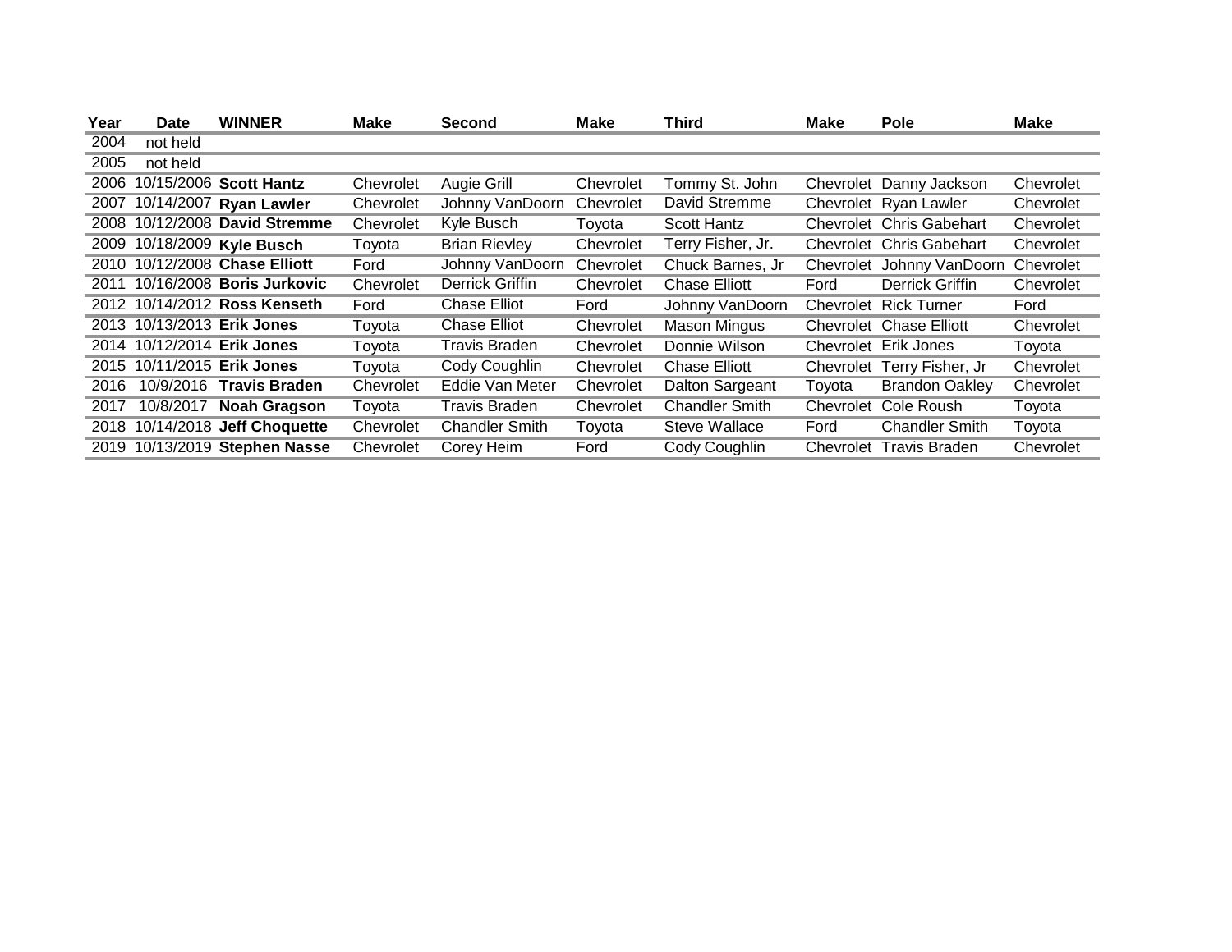| Year | Date | WINNER | Make | Second | Make | Third | Make | Pole | Make |
|---|---|---|---|---|---|---|---|---|---|
| 2004 | not held | | | | | | | | |
| 2005 | not held | | | | | | | | |
| 2006 | 10/15/2006 | **Scott Hantz** | Chevrolet | Augie Grill | Chevrolet | Tommy St. John | Chevrolet | Danny Jackson | Chevrolet |
| 2007 | 10/14/2007 | **Ryan Lawler** | Chevrolet | Johnny VanDoorn | Chevrolet | David Stremme | Chevrolet | Ryan Lawler | Chevrolet |
| 2008 | 10/12/2008 | **David Stremme** | Chevrolet | Kyle Busch | Toyota | Scott Hantz | Chevrolet | Chris Gabehart | Chevrolet |
| 2009 | 10/18/2009 | **Kyle Busch** | Toyota | Brian Rievley | Chevrolet | Terry Fisher, Jr. | Chevrolet | Chris Gabehart | Chevrolet |
| 2010 | 10/12/2008 | **Chase Elliott** | Ford | Johnny VanDoorn | Chevrolet | Chuck Barnes, Jr | Chevrolet | Johnny VanDoorn | Chevrolet |
| 2011 | 10/16/2008 | **Boris Jurkovic** | Chevrolet | Derrick Griffin | Chevrolet | Chase Elliott | Ford | Derrick Griffin | Chevrolet |
| 2012 | 10/14/2012 | **Ross Kenseth** | Ford | Chase Elliot | Ford | Johnny VanDoorn | Chevrolet | Rick Turner | Ford |
| 2013 | 10/13/2013 | **Erik Jones** | Toyota | Chase Elliot | Chevrolet | Mason Mingus | Chevrolet | Chase Elliott | Chevrolet |
| 2014 | 10/12/2014 | **Erik Jones** | Toyota | Travis Braden | Chevrolet | Donnie Wilson | Chevrolet | Erik Jones | Toyota |
| 2015 | 10/11/2015 | **Erik Jones** | Toyota | Cody Coughlin | Chevrolet | Chase Elliott | Chevrolet | Terry Fisher, Jr | Chevrolet |
| 2016 | 10/9/2016 | **Travis Braden** | Chevrolet | Eddie Van Meter | Chevrolet | Dalton Sargeant | Toyota | Brandon Oakley | Chevrolet |
| 2017 | 10/8/2017 | **Noah Gragson** | Toyota | Travis Braden | Chevrolet | Chandler Smith | Chevrolet | Cole Roush | Toyota |
| 2018 | 10/14/2018 | **Jeff Choquette** | Chevrolet | Chandler Smith | Toyota | Steve Wallace | Ford | Chandler Smith | Toyota |
| 2019 | 10/13/2019 | **Stephen Nasse** | Chevrolet | Corey Heim | Ford | Cody Coughlin | Chevrolet | Travis Braden | Chevrolet |